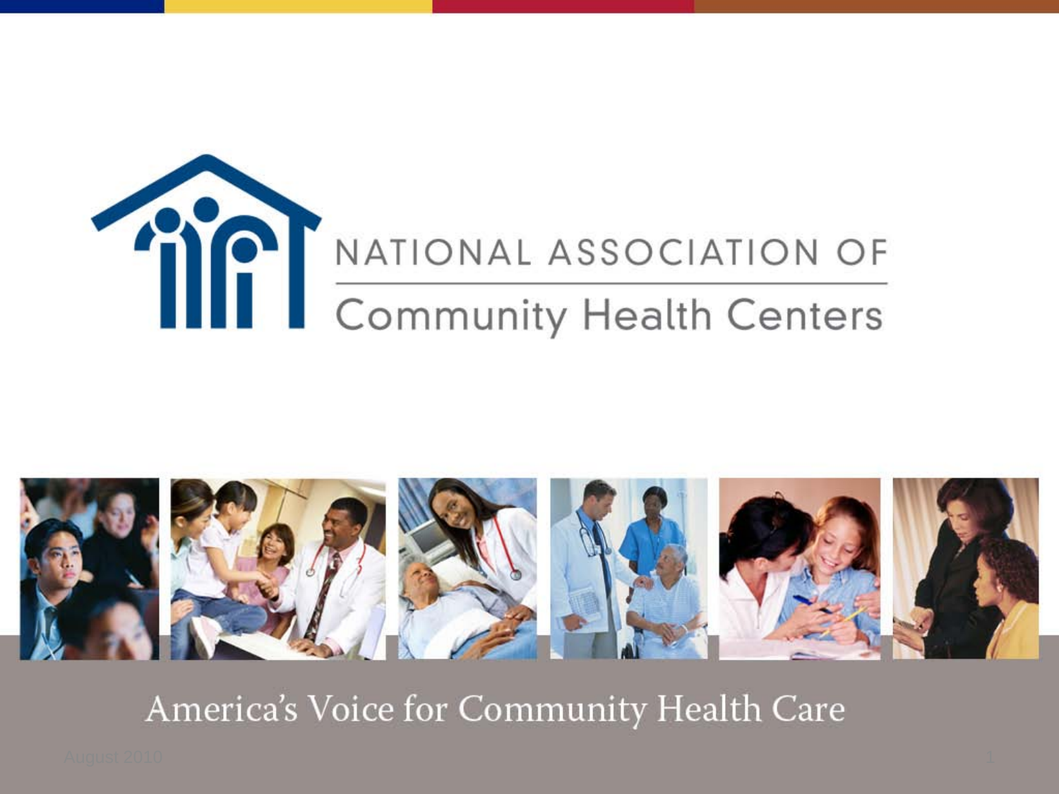# NATIONAL ASSOCIATION OF Community Health Centers

America's Voice for Community Health Care

August 2010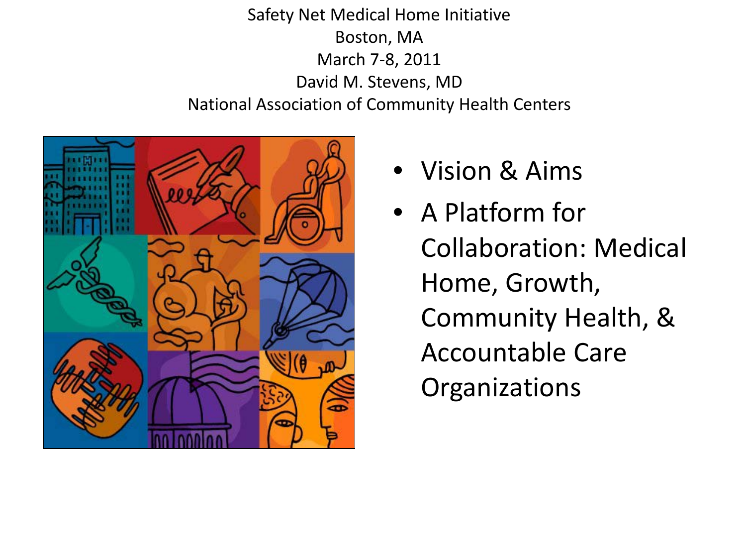Safety Net Medical Home Initiative

Boston, MA

March 7-8, 2011

David M. Stevens, MD

National Association of Community Health Centers

- Vision & Aims
- A Platform for Collaboration: Medical Home, Growth, Community Health, & Accountable Care Organizations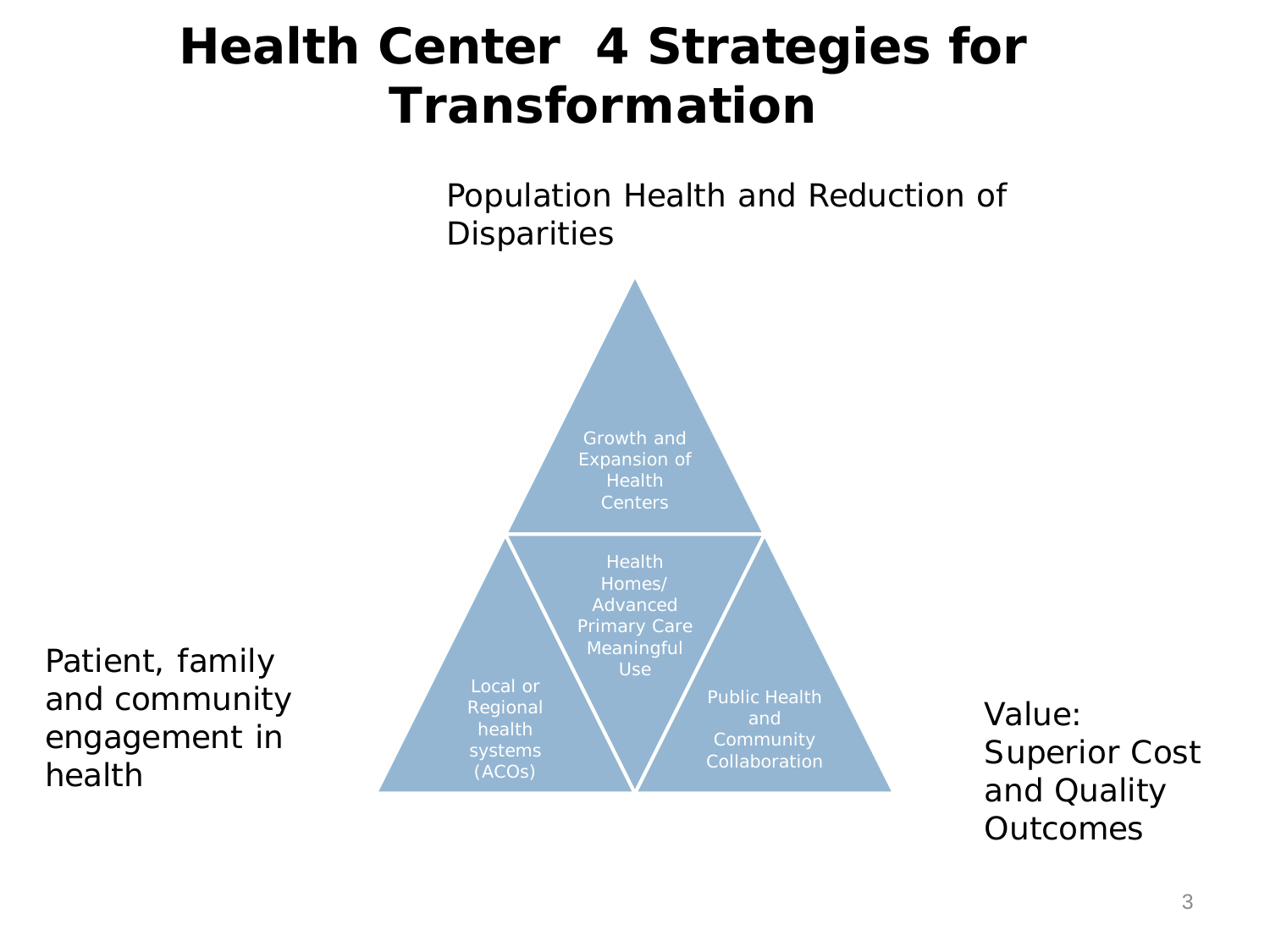# Health Center 4 Strategies for Transformation

Population Health and Reduction of Disparities

Growth and Expansion of Health Centers

Health Homes/ Advanced Primary Care Meaningful Use

Local or Regional health systems (ACOs)

Public Health and Community Collaboration

Patient, family and community engagement in health

Value: Superior Cost and Quality Outcomes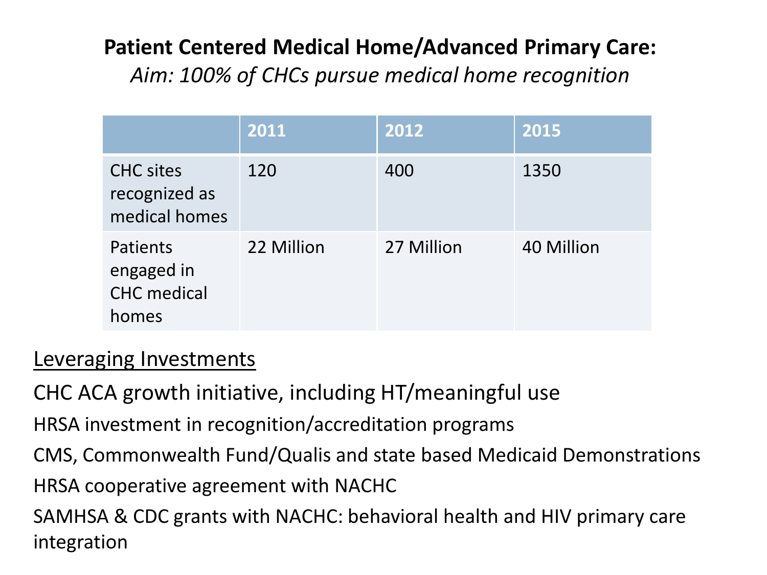# **Patient Centered Medical Home/Advanced Primary Care:**

*Aim: 100% of CHCs pursue medical home recognition*

| | 2011 | 2012 | 2015 |
|---|---|---|---|
| CHC sites recognized as medical homes | 120 | 400 | 1350 |
| Patients engaged in CHC medical homes | 22 Million | 27 Million | 40 Million |

<u>Leveraging Investments</u>

CHC ACA growth initiative, including HT/meaningful use

HRSA investment in recognition/accreditation programs

CMS, Commonwealth Fund/Qualis and state based Medicaid Demonstrations

HRSA cooperative agreement with NACHC

SAMHSA & CDC grants with NACHC: behavioral health and HIV primary care integration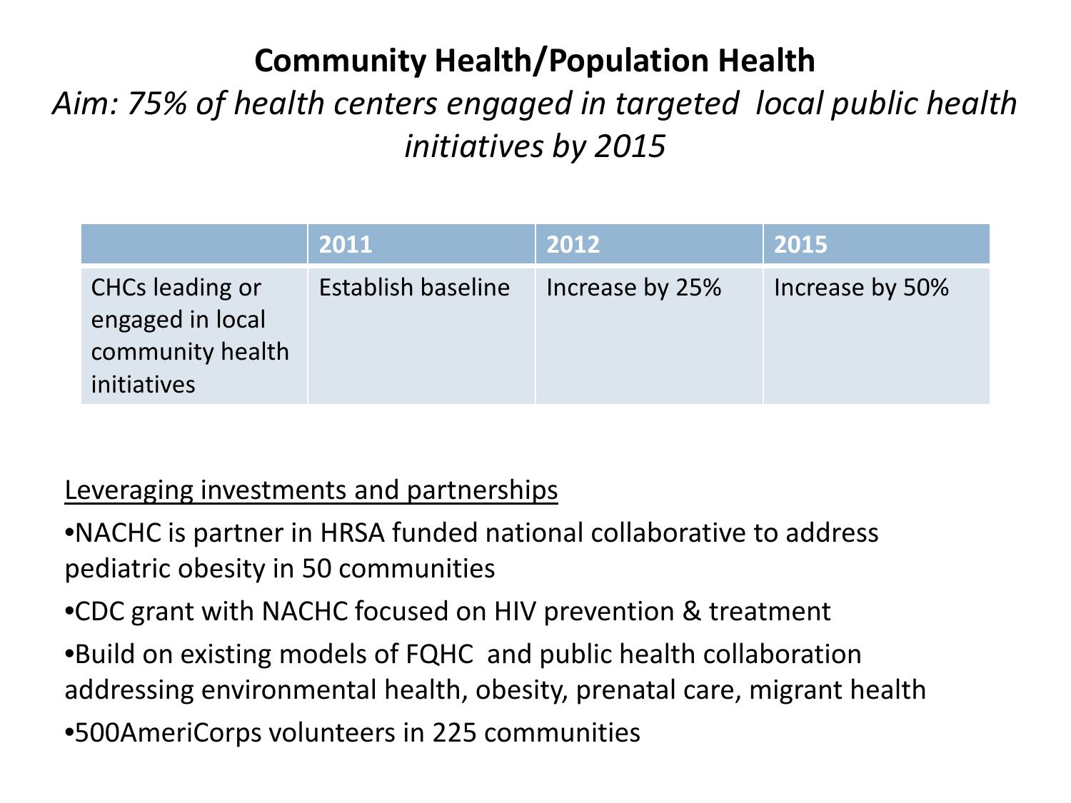# Community Health/Population Health

*Aim: 75% of health centers engaged in targeted local public health initiatives by 2015*

| | 2011 | 2012 | 2015 |
|---|---|---|---|
| CHCs leading or engaged in local community health initiatives | Establish baseline | Increase by 25% | Increase by 50% |

<u>Leveraging investments and partnerships</u>

- NACHC is partner in HRSA funded national collaborative to address pediatric obesity in 50 communities
- CDC grant with NACHC focused on HIV prevention & treatment
- Build on existing models of FQHC and public health collaboration addressing environmental health, obesity, prenatal care, migrant health
- 500AmeriCorps volunteers in 225 communities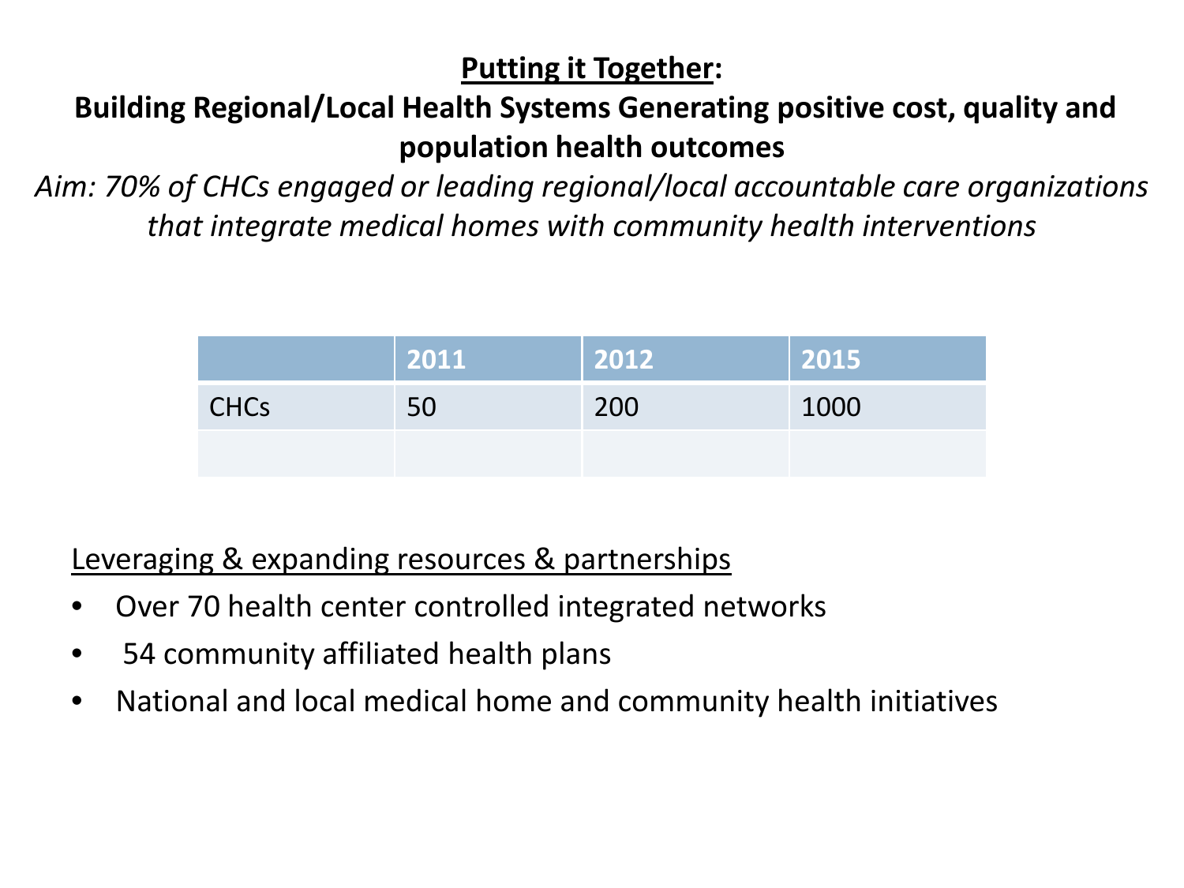## **Putting it Together:**

**Building Regional/Local Health Systems Generating positive cost, quality and population health outcomes**

*Aim: 70% of CHCs engaged or leading regional/local accountable care organizations that integrate medical homes with community health interventions*

| | 2011 | 2012 | 2015 |
|---|---|---|---|
| CHCs | 50 | 200 | 1000 |
| | | | |

Leveraging & expanding resources & partnerships

- Over 70 health center controlled integrated networks
- 54 community affiliated health plans
- National and local medical home and community health initiatives